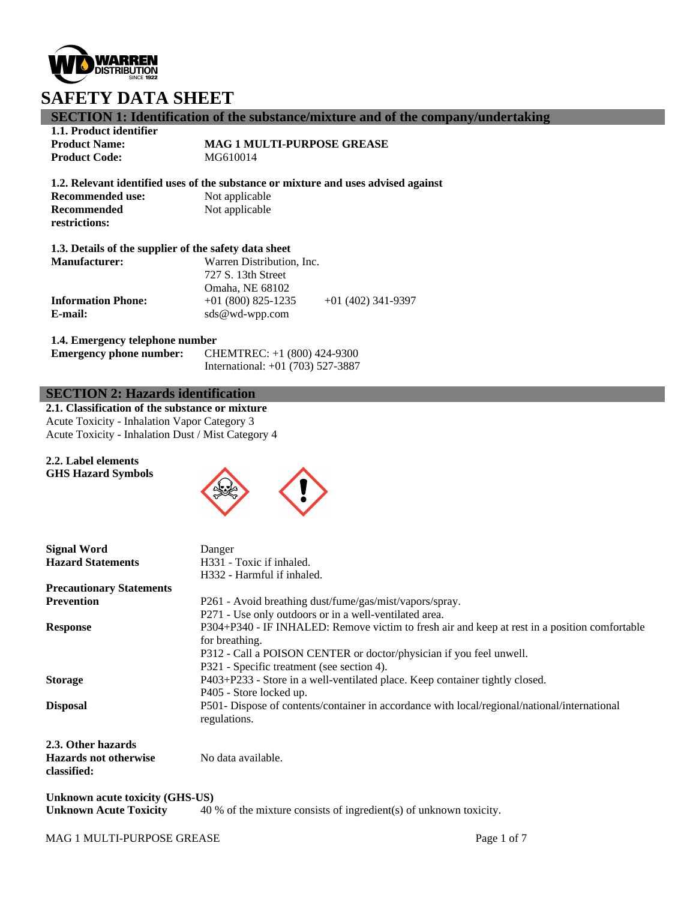# SAFETY DATA SHEET

## SECTION 1: Identification of the substance/mixture and of the company/undertaking

### 1.1. Product identifier

**Product Name:** MAG 1 MULTI-PURPOSE GREASE
**Product Code:** MG610014

### 1.2. Relevant identified uses of the substance or mixture and uses advised against

**Recommended use:** Not applicable
**Recommended restrictions:** Not applicable

### 1.3. Details of the supplier of the safety data sheet

**Manufacturer:** Warren Distribution, Inc.
727 S. 13th Street
Omaha, NE 68102
**Information Phone:** +01 (800) 825-1235 +01 (402) 341-9397
**E-mail:** sds@wd-wpp.com

### 1.4. Emergency telephone number

**Emergency phone number:** CHEMTREC: +1 (800) 424-9300
International: +01 (703) 527-3887

## SECTION 2: Hazards identification

### 2.1. Classification of the substance or mixture

Acute Toxicity - Inhalation Vapor Category 3
Acute Toxicity - Inhalation Dust / Mist Category 4

### 2.2. Label elements

**GHS Hazard Symbols**

**Signal Word** Danger

**Hazard Statements**
H331 - Toxic if inhaled.
H332 - Harmful if inhaled.

**Precautionary Statements**

**Prevention**
P261 - Avoid breathing dust/fume/gas/mist/vapors/spray.
P271 - Use only outdoors or in a well-ventilated area.

**Response**
P304+P340 - IF INHALED: Remove victim to fresh air and keep at rest in a position comfortable for breathing.
P312 - Call a POISON CENTER or doctor/physician if you feel unwell.
P321 - Specific treatment (see section 4).

**Storage**
P403+P233 - Store in a well-ventilated place. Keep container tightly closed.
P405 - Store locked up.

**Disposal**
P501- Dispose of contents/container in accordance with local/regional/national/international regulations.

### 2.3. Other hazards

**Hazards not otherwise classified:** No data available.

**Unknown acute toxicity (GHS-US)**
**Unknown Acute Toxicity** 40 % of the mixture consists of ingredient(s) of unknown toxicity.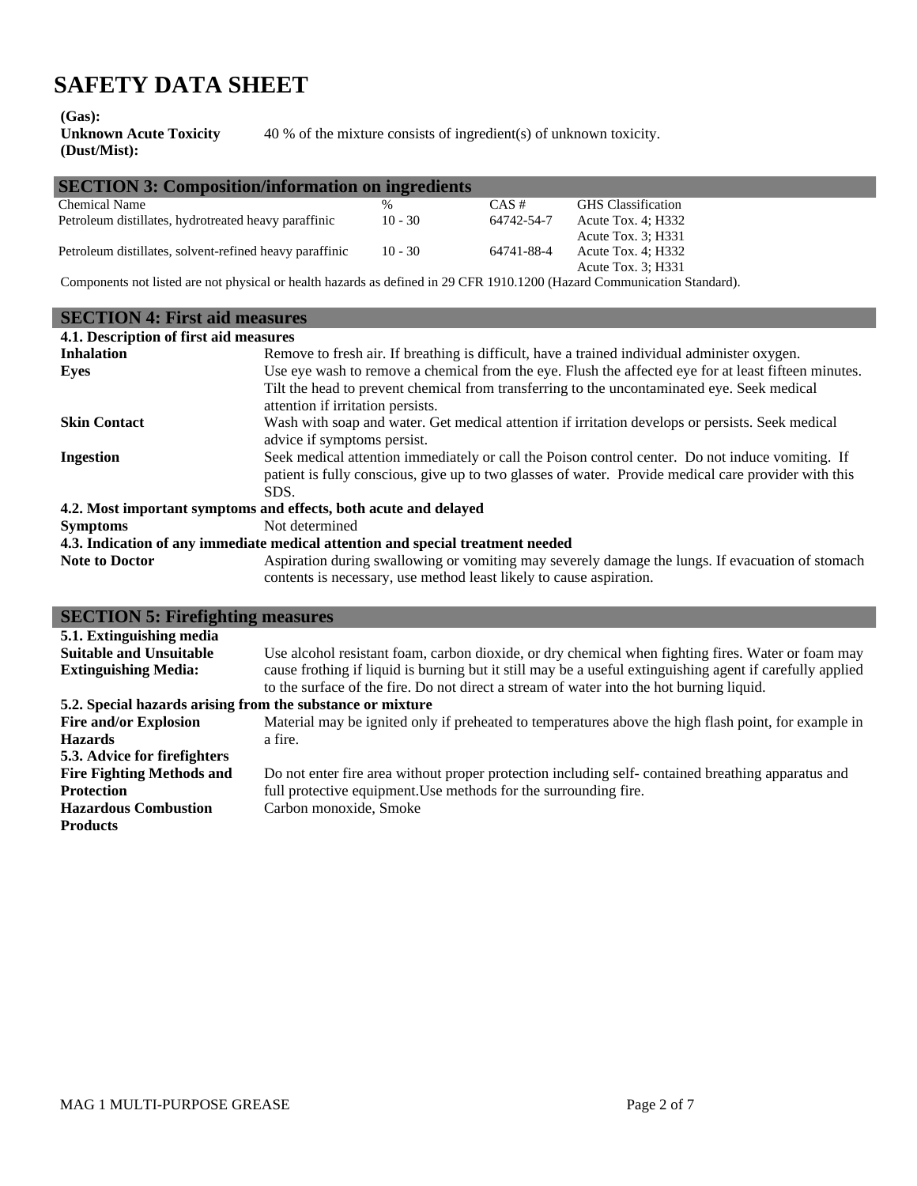# SAFETY DATA SHEET

**(Gas):**

**Unknown Acute Toxicity (Dust/Mist):** 40 % of the mixture consists of ingredient(s) of unknown toxicity.

## SECTION 3: Composition/information on ingredients

| Chemical Name | % | CAS # | GHS Classification |
|---|---|---|---|
| Petroleum distillates, hydrotreated heavy paraffinic | 10 - 30 | 64742-54-7 | Acute Tox. 4; H332<br>Acute Tox. 3; H331 |
| Petroleum distillates, solvent-refined heavy paraffinic | 10 - 30 | 64741-88-4 | Acute Tox. 4; H332<br>Acute Tox. 3; H331 |

Components not listed are not physical or health hazards as defined in 29 CFR 1910.1200 (Hazard Communication Standard).

## SECTION 4: First aid measures

### 4.1. Description of first aid measures

**Inhalation** Remove to fresh air. If breathing is difficult, have a trained individual administer oxygen.

**Eyes** Use eye wash to remove a chemical from the eye. Flush the affected eye for at least fifteen minutes. Tilt the head to prevent chemical from transferring to the uncontaminated eye. Seek medical attention if irritation persists.

**Skin Contact** Wash with soap and water. Get medical attention if irritation develops or persists. Seek medical advice if symptoms persist.

**Ingestion** Seek medical attention immediately or call the Poison control center. Do not induce vomiting. If patient is fully conscious, give up to two glasses of water. Provide medical care provider with this SDS.

### 4.2. Most important symptoms and effects, both acute and delayed

**Symptoms** Not determined

### 4.3. Indication of any immediate medical attention and special treatment needed

**Note to Doctor** Aspiration during swallowing or vomiting may severely damage the lungs. If evacuation of stomach contents is necessary, use method least likely to cause aspiration.

## SECTION 5: Firefighting measures

### 5.1. Extinguishing media

**Suitable and Unsuitable Extinguishing Media:** Use alcohol resistant foam, carbon dioxide, or dry chemical when fighting fires. Water or foam may cause frothing if liquid is burning but it still may be a useful extinguishing agent if carefully applied to the surface of the fire. Do not direct a stream of water into the hot burning liquid.

### 5.2. Special hazards arising from the substance or mixture

**Fire and/or Explosion Hazards** Material may be ignited only if preheated to temperatures above the high flash point, for example in a fire.

### 5.3. Advice for firefighters

**Fire Fighting Methods and Protection** Do not enter fire area without proper protection including self- contained breathing apparatus and full protective equipment.Use methods for the surrounding fire.

**Hazardous Combustion Products** Carbon monoxide, Smoke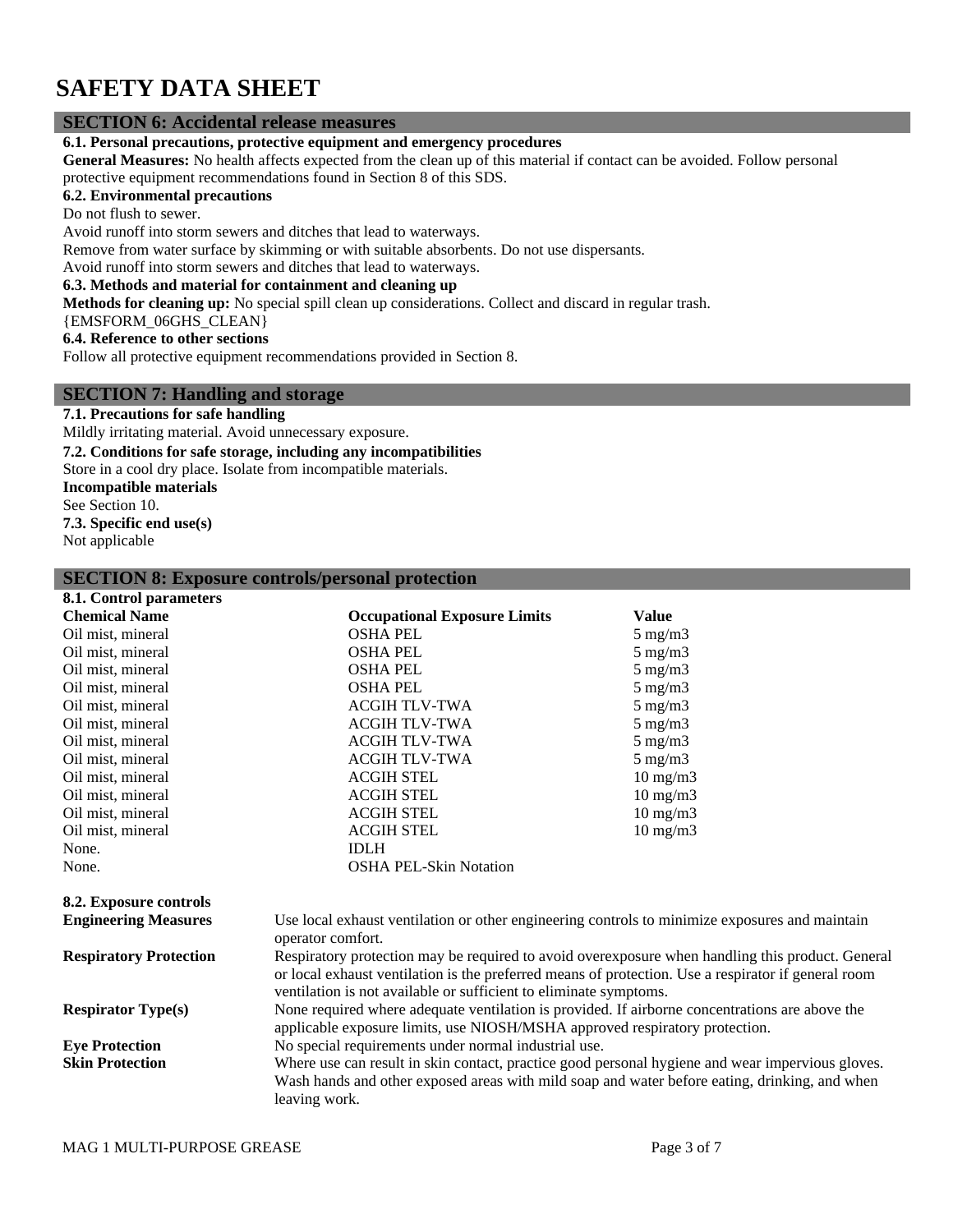# SAFETY DATA SHEET

## SECTION 6: Accidental release measures

**6.1. Personal precautions, protective equipment and emergency procedures**

**General Measures:** No health affects expected from the clean up of this material if contact can be avoided. Follow personal protective equipment recommendations found in Section 8 of this SDS.

**6.2. Environmental precautions**

Do not flush to sewer.
Avoid runoff into storm sewers and ditches that lead to waterways.
Remove from water surface by skimming or with suitable absorbents. Do not use dispersants.
Avoid runoff into storm sewers and ditches that lead to waterways.

**6.3. Methods and material for containment and cleaning up**

**Methods for cleaning up:** No special spill clean up considerations. Collect and discard in regular trash.
{EMSFORM_06GHS_CLEAN}

**6.4. Reference to other sections**

Follow all protective equipment recommendations provided in Section 8.

## SECTION 7: Handling and storage

**7.1. Precautions for safe handling**

Mildly irritating material. Avoid unnecessary exposure.

**7.2. Conditions for safe storage, including any incompatibilities**

Store in a cool dry place. Isolate from incompatible materials.

**Incompatible materials**

See Section 10.

**7.3. Specific end use(s)**

Not applicable

## SECTION 8: Exposure controls/personal protection

**8.1. Control parameters**

| Chemical Name | Occupational Exposure Limits | Value |
|---|---|---|
| Oil mist, mineral | OSHA PEL | 5 mg/m3 |
| Oil mist, mineral | OSHA PEL | 5 mg/m3 |
| Oil mist, mineral | OSHA PEL | 5 mg/m3 |
| Oil mist, mineral | OSHA PEL | 5 mg/m3 |
| Oil mist, mineral | ACGIH TLV-TWA | 5 mg/m3 |
| Oil mist, mineral | ACGIH TLV-TWA | 5 mg/m3 |
| Oil mist, mineral | ACGIH TLV-TWA | 5 mg/m3 |
| Oil mist, mineral | ACGIH TLV-TWA | 5 mg/m3 |
| Oil mist, mineral | ACGIH STEL | 10 mg/m3 |
| Oil mist, mineral | ACGIH STEL | 10 mg/m3 |
| Oil mist, mineral | ACGIH STEL | 10 mg/m3 |
| Oil mist, mineral | ACGIH STEL | 10 mg/m3 |
| None. | IDLH | |
| None. | OSHA PEL-Skin Notation | |

**8.2. Exposure controls**

**Engineering Measures**
Use local exhaust ventilation or other engineering controls to minimize exposures and maintain operator comfort.

**Respiratory Protection**
Respiratory protection may be required to avoid overexposure when handling this product. General or local exhaust ventilation is the preferred means of protection. Use a respirator if general room ventilation is not available or sufficient to eliminate symptoms.

**Respirator Type(s)**
None required where adequate ventilation is provided. If airborne concentrations are above the applicable exposure limits, use NIOSH/MSHA approved respiratory protection.

**Eye Protection**
No special requirements under normal industrial use.

**Skin Protection**
Where use can result in skin contact, practice good personal hygiene and wear impervious gloves. Wash hands and other exposed areas with mild soap and water before eating, drinking, and when leaving work.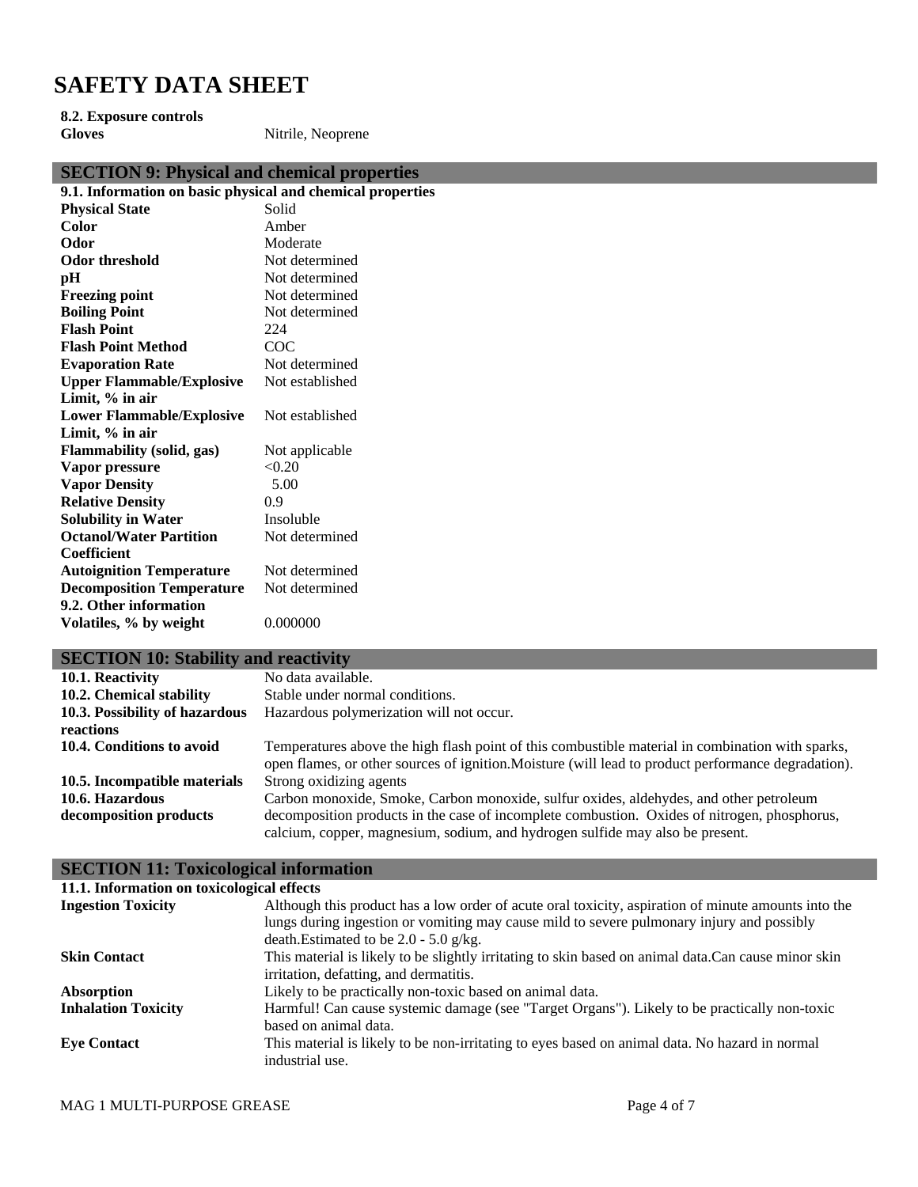# SAFETY DATA SHEET

**8.2. Exposure controls**

| | |
|---|---|
| **Gloves** | Nitrile, Neoprene |

## SECTION 9: Physical and chemical properties

**9.1. Information on basic physical and chemical properties**

| | |
|---|---|
| **Physical State** | Solid |
| **Color** | Amber |
| **Odor** | Moderate |
| **Odor threshold** | Not determined |
| **pH** | Not determined |
| **Freezing point** | Not determined |
| **Boiling Point** | Not determined |
| **Flash Point** | 224 |
| **Flash Point Method** | COC |
| **Evaporation Rate** | Not determined |
| **Upper Flammable/Explosive Limit, % in air** | Not established |
| **Lower Flammable/Explosive Limit, % in air** | Not established |
| **Flammability (solid, gas)** | Not applicable |
| **Vapor pressure** | <0.20 |
| **Vapor Density** | 5.00 |
| **Relative Density** | 0.9 |
| **Solubility in Water** | Insoluble |
| **Octanol/Water Partition Coefficient** | Not determined |
| **Autoignition Temperature** | Not determined |
| **Decomposition Temperature** | Not determined |

**9.2. Other information**

| | |
|---|---|
| **Volatiles, % by weight** | 0.000000 |

## SECTION 10: Stability and reactivity

| | |
|---|---|
| **10.1. Reactivity** | No data available. |
| **10.2. Chemical stability** | Stable under normal conditions. |
| **10.3. Possibility of hazardous reactions** | Hazardous polymerization will not occur. |
| **10.4. Conditions to avoid** | Temperatures above the high flash point of this combustible material in combination with sparks, open flames, or other sources of ignition.Moisture (will lead to product performance degradation). |
| **10.5. Incompatible materials** | Strong oxidizing agents |
| **10.6. Hazardous decomposition products** | Carbon monoxide, Smoke, Carbon monoxide, sulfur oxides, aldehydes, and other petroleum decomposition products in the case of incomplete combustion. Oxides of nitrogen, phosphorus, calcium, copper, magnesium, sodium, and hydrogen sulfide may also be present. |

## SECTION 11: Toxicological information

**11.1. Information on toxicological effects**

| | |
|---|---|
| **Ingestion Toxicity** | Although this product has a low order of acute oral toxicity, aspiration of minute amounts into the lungs during ingestion or vomiting may cause mild to severe pulmonary injury and possibly death.Estimated to be 2.0 - 5.0 g/kg. |
| **Skin Contact** | This material is likely to be slightly irritating to skin based on animal data.Can cause minor skin irritation, defatting, and dermatitis. |
| **Absorption** | Likely to be practically non-toxic based on animal data. |
| **Inhalation Toxicity** | Harmful! Can cause systemic damage (see "Target Organs"). Likely to be practically non-toxic based on animal data. |
| **Eye Contact** | This material is likely to be non-irritating to eyes based on animal data. No hazard in normal industrial use. |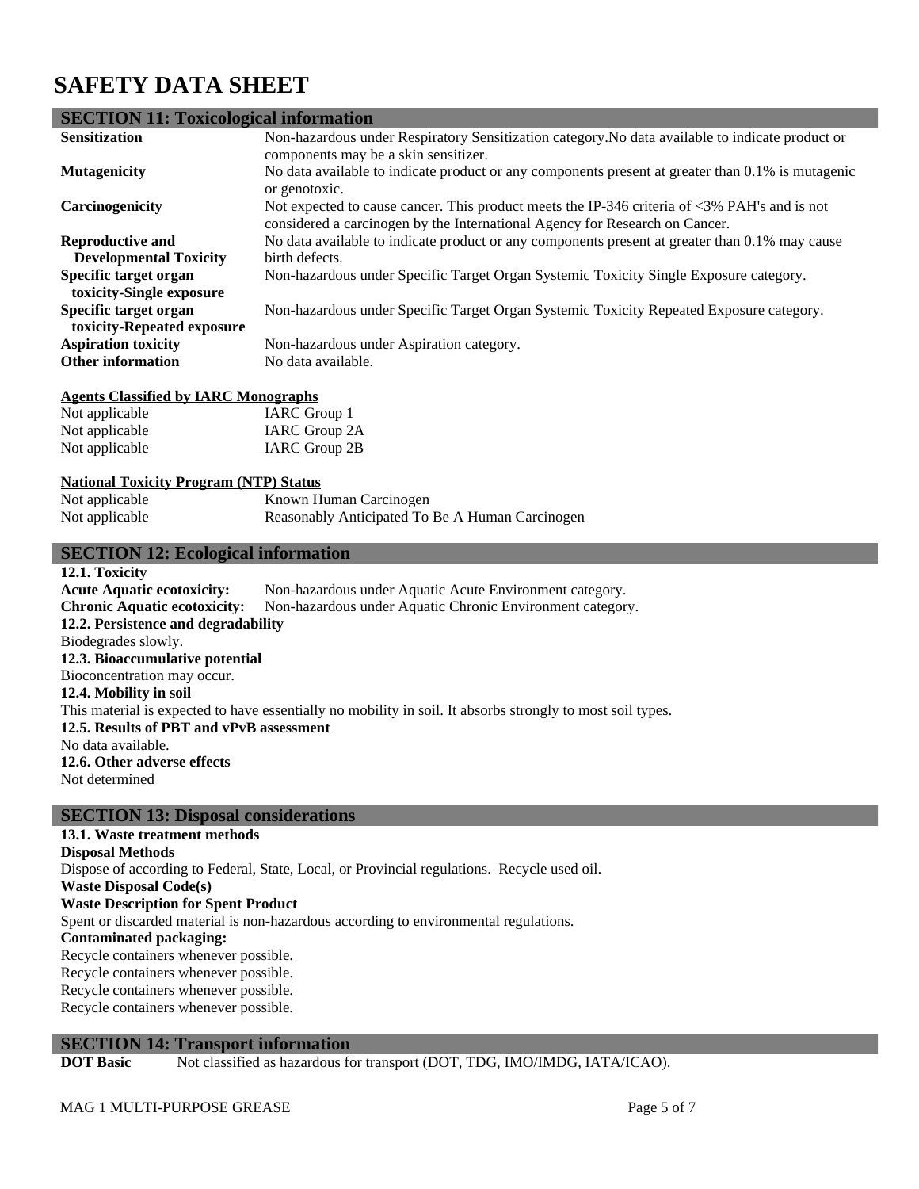# SAFETY DATA SHEET

## SECTION 11: Toxicological information

| | |
|---|---|
| **Sensitization** | Non-hazardous under Respiratory Sensitization category.No data available to indicate product or components may be a skin sensitizer. |
| **Mutagenicity** | No data available to indicate product or any components present at greater than 0.1% is mutagenic or genotoxic. |
| **Carcinogenicity** | Not expected to cause cancer. This product meets the IP-346 criteria of <3% PAH's and is not considered a carcinogen by the International Agency for Research on Cancer. |
| **Reproductive and Developmental Toxicity** | No data available to indicate product or any components present at greater than 0.1% may cause birth defects. |
| **Specific target organ toxicity-Single exposure** | Non-hazardous under Specific Target Organ Systemic Toxicity Single Exposure category. |
| **Specific target organ toxicity-Repeated exposure** | Non-hazardous under Specific Target Organ Systemic Toxicity Repeated Exposure category. |
| **Aspiration toxicity** | Non-hazardous under Aspiration category. |
| **Other information** | No data available. |

**Agents Classified by IARC Monographs**

| | |
|---|---|
| Not applicable | IARC Group 1 |
| Not applicable | IARC Group 2A |
| Not applicable | IARC Group 2B |

**National Toxicity Program (NTP) Status**

| | |
|---|---|
| Not applicable | Known Human Carcinogen |
| Not applicable | Reasonably Anticipated To Be A Human Carcinogen |

## SECTION 12: Ecological information

**12.1. Toxicity**

**Acute Aquatic ecotoxicity:** Non-hazardous under Aquatic Acute Environment category.

**Chronic Aquatic ecotoxicity:** Non-hazardous under Aquatic Chronic Environment category.

**12.2. Persistence and degradability**

Biodegrades slowly.

**12.3. Bioaccumulative potential**

Bioconcentration may occur.

**12.4. Mobility in soil**

This material is expected to have essentially no mobility in soil. It absorbs strongly to most soil types.

**12.5. Results of PBT and vPvB assessment**

No data available.

**12.6. Other adverse effects**

Not determined

## SECTION 13: Disposal considerations

**13.1. Waste treatment methods**

**Disposal Methods**

Dispose of according to Federal, State, Local, or Provincial regulations. Recycle used oil.

**Waste Disposal Code(s)**

**Waste Description for Spent Product**

Spent or discarded material is non-hazardous according to environmental regulations.

**Contaminated packaging:**

Recycle containers whenever possible.
Recycle containers whenever possible.
Recycle containers whenever possible.
Recycle containers whenever possible.

## SECTION 14: Transport information

**DOT Basic** Not classified as hazardous for transport (DOT, TDG, IMO/IMDG, IATA/ICAO).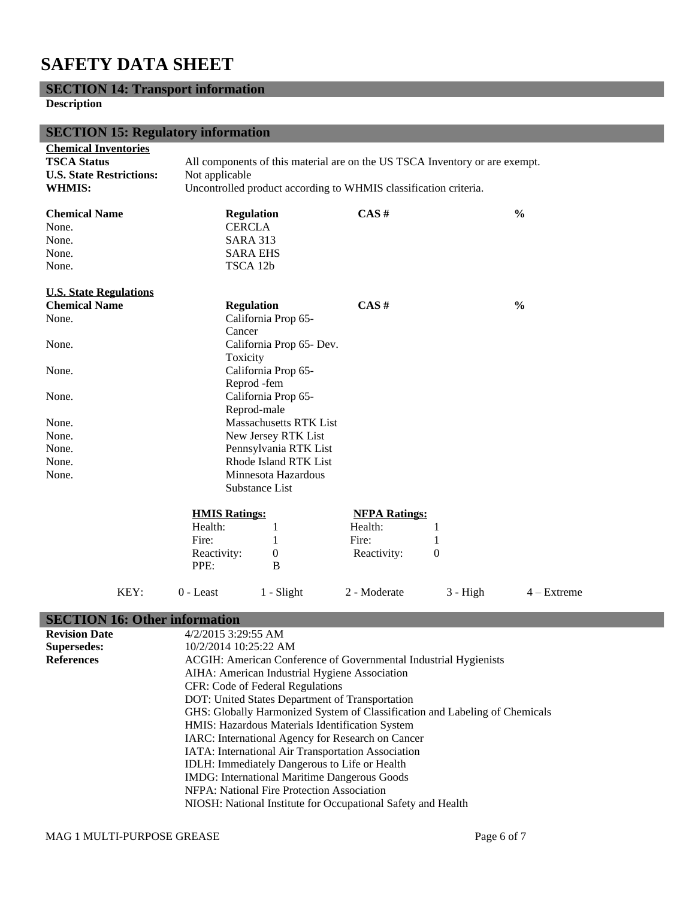# SAFETY DATA SHEET

## SECTION 14: Transport information

**Description**

## SECTION 15: Regulatory information

**Chemical Inventories**

**TSCA Status** All components of this material are on the US TSCA Inventory or are exempt.

**U.S. State Restrictions:** Not applicable

**WHMIS:** Uncontrolled product according to WHMIS classification criteria.

| Chemical Name | Regulation | CAS # | % |
|---|---|---|---|
| None. | CERCLA | | |
| None. | SARA 313 | | |
| None. | SARA EHS | | |
| None. | TSCA 12b | | |

**U.S. State Regulations**

| Chemical Name | Regulation | CAS # | % |
|---|---|---|---|
| None. | California Prop 65- Cancer | | |
| None. | California Prop 65- Dev. Toxicity | | |
| None. | California Prop 65- Reprod -fem | | |
| None. | California Prop 65- Reprod-male | | |
| None. | Massachusetts RTK List | | |
| None. | New Jersey RTK List | | |
| None. | Pennsylvania RTK List | | |
| None. | Rhode Island RTK List | | |
| None. | Minnesota Hazardous Substance List | | |

| HMIS Ratings: | | NFPA Ratings: | |
|---|---|---|---|
| Health: | 1 | Health: | 1 |
| Fire: | 1 | Fire: | 1 |
| Reactivity: | 0 | Reactivity: | 0 |
| PPE: | B | | |

KEY: 0 - Least 1 - Slight 2 - Moderate 3 - High 4 – Extreme

## SECTION 16: Other information

**Revision Date** 4/2/2015 3:29:55 AM

**Supersedes:** 10/2/2014 10:25:22 AM

**References**

ACGIH: American Conference of Governmental Industrial Hygienists
AIHA: American Industrial Hygiene Association
CFR: Code of Federal Regulations
DOT: United States Department of Transportation
GHS: Globally Harmonized System of Classification and Labeling of Chemicals
HMIS: Hazardous Materials Identification System
IARC: International Agency for Research on Cancer
IATA: International Air Transportation Association
IDLH: Immediately Dangerous to Life or Health
IMDG: International Maritime Dangerous Goods
NFPA: National Fire Protection Association
NIOSH: National Institute for Occupational Safety and Health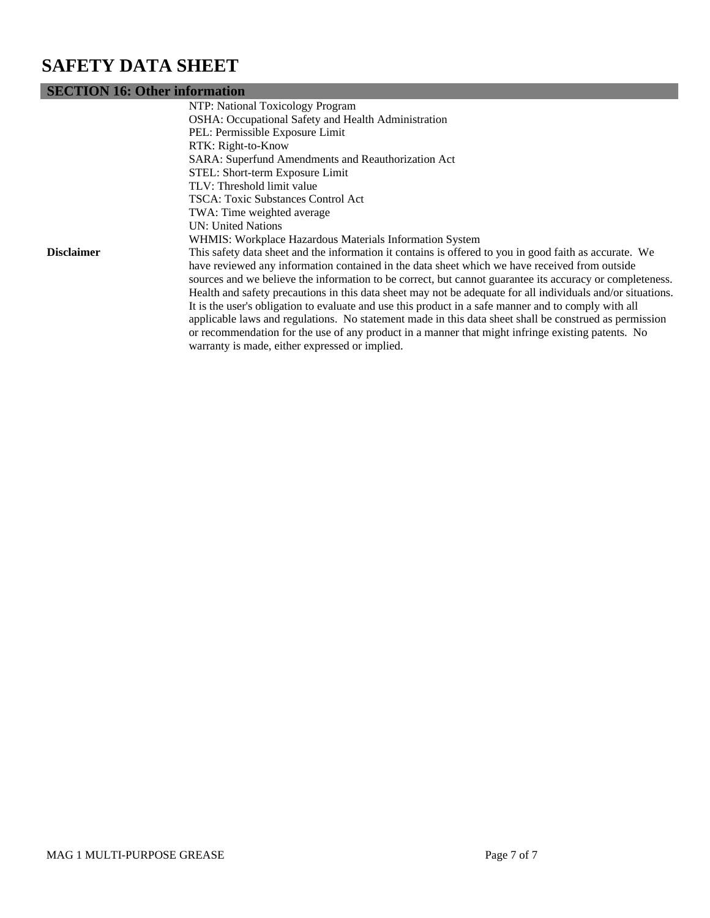# SAFETY DATA SHEET

## SECTION 16: Other information

NTP: National Toxicology Program
OSHA: Occupational Safety and Health Administration
PEL: Permissible Exposure Limit
RTK: Right-to-Know
SARA: Superfund Amendments and Reauthorization Act
STEL: Short-term Exposure Limit
TLV: Threshold limit value
TSCA: Toxic Substances Control Act
TWA: Time weighted average
UN: United Nations
WHMIS: Workplace Hazardous Materials Information System

**Disclaimer**

This safety data sheet and the information it contains is offered to you in good faith as accurate. We have reviewed any information contained in the data sheet which we have received from outside sources and we believe the information to be correct, but cannot guarantee its accuracy or completeness. Health and safety precautions in this data sheet may not be adequate for all individuals and/or situations. It is the user's obligation to evaluate and use this product in a safe manner and to comply with all applicable laws and regulations. No statement made in this data sheet shall be construed as permission or recommendation for the use of any product in a manner that might infringe existing patents. No warranty is made, either expressed or implied.